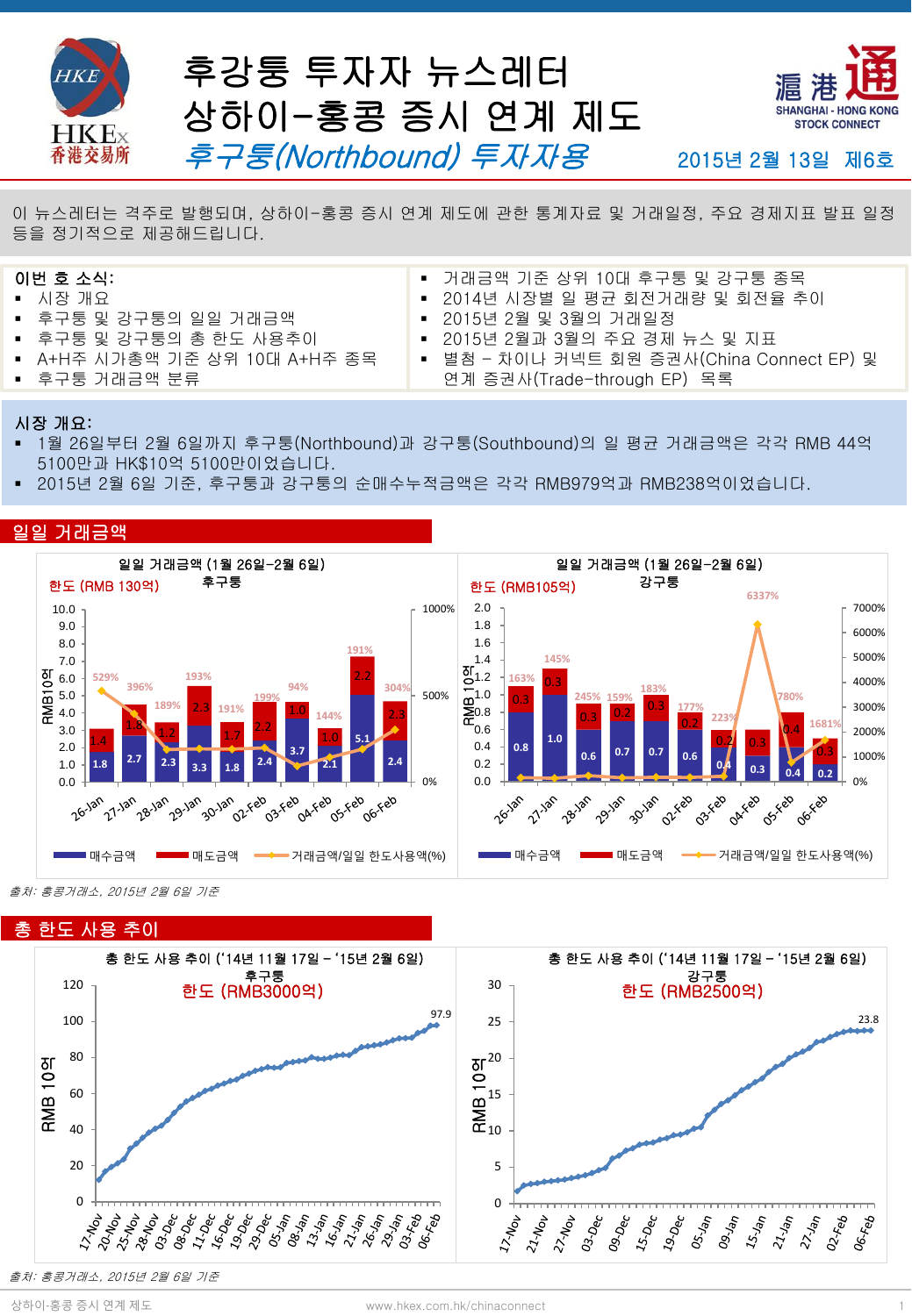# 후강퉁 투자자 뉴스레터

# 상하이-홍콩 증시 연계 제도

## *후구퉁(Northbound) 투자자용*

2015년 2월 13일 제6호

이 뉴스레터는 격주로 발행되며, 상하이-홍콩 증시 연계 제도에 관한 통계자료 및 거래일정, 주요 경제지표 발표 일정 등을 정기적으로 제공해드립니다.

**이번 호 소식:**

- 시장 개요
- 후구퉁 및 강구퉁의 일일 거래금액
- 후구퉁 및 강구퉁의 총 한도 사용추이
- A+H주 시가총액 기준 상위 10대 A+H주 종목
- 후구퉁 거래금액 분류
- 거래금액 기준 상위 10대 후구퉁 및 강구퉁 종목
- 2014년 시장별 일 평균 회전거래량 및 회전율 추이
- 2015년 2월 및 3월의 거래일정
- 2015년 2월과 3월의 주요 경제 뉴스 및 지표
- 별첨 – 차이나 커넥트 회원 증권사(China Connect EP) 및 연계 증권사(Trade-through EP) 목록

## 시장 개요:

- 1월 26일부터 2월 6일까지 후구퉁(Northbound)과 강구퉁(Southbound)의 일 평균 거래금액은 각각 RMB 44억 5100만과 HK$10억 5100만이었습니다.
- 2015년 2월 6일 기준, 후구퉁과 강구퉁의 순매수누적금액은 각각 RMB979억과 RMB238억이었습니다.

## 일일 거래금액

**일일 거래금액 (1월 26일–2월 6일) – 후구퉁** (한도 (RMB 130억), 단위: RMB 10억)

| 날짜 | 매수금액 | 매도금액 | 거래금액/일일 한도사용액(%) |
|---|---|---|---|
| 26-Jan | 1.8 | 1.4 | 529% |
| 27-Jan | 2.7 | 1.8 | 396% |
| 28-Jan | 2.3 | 1.2 | 189% |
| 29-Jan | 3.3 | 2.3 | 193% |
| 30-Jan | 1.8 | 1.7 | 191% |
| 02-Feb | 2.4 | 2.2 | 199% |
| 03-Feb | 3.7 | 1.0 | 94% |
| 04-Feb | 2.1 | 1.0 | 144% |
| 05-Feb | 5.1 | 2.2 | 191% |
| 06-Feb | 2.4 | 2.3 | 304% |

**일일 거래금액 (1월 26일–2월 6일) – 강구퉁** (한도 (RMB105억), 단위: RMB 10억)

| 날짜 | 매수금액 | 매도금액 | 거래금액/일일 한도사용액(%) |
|---|---|---|---|
| 26-Jan | 0.8 | 0.3 | 163% |
| 27-Jan | 1.0 | 0.3 | 145% |
| 28-Jan | 0.6 | 0.3 | 245% |
| 29-Jan | 0.7 | 0.2 | 159% |
| 30-Jan | 0.7 | 0.3 | 183% |
| 02-Feb | 0.6 | 0.2 | 177% |
| 03-Feb | 0.4 | 0.2 | 223% |
| 04-Feb | 0.3 | 0.3 | 6337% |
| 05-Feb | 0.4 | 0.4 | 780% |
| 06-Feb | 0.2 | 0.3 | 1681% |

*출처: 홍콩거래소, 2015년 2월 6일 기준*

## 총 한도 사용 추이

**총 한도 사용 추이 ('14년 11월 17일 – '15년 2월 6일) – 후구퉁** (한도 (RMB3000억), 단위: RMB 10억): 17-Nov 약 12에서 06-Feb 97.9로 증가

**총 한도 사용 추이 ('14년 11월 17일 – '15년 2월 6일) – 강구퉁** (한도 (RMB2500억), 단위: RMB 10억): 17-Nov 약 2에서 06-Feb 23.8로 증가

*출처: 홍콩거래소, 2015년 2월 6일 기준*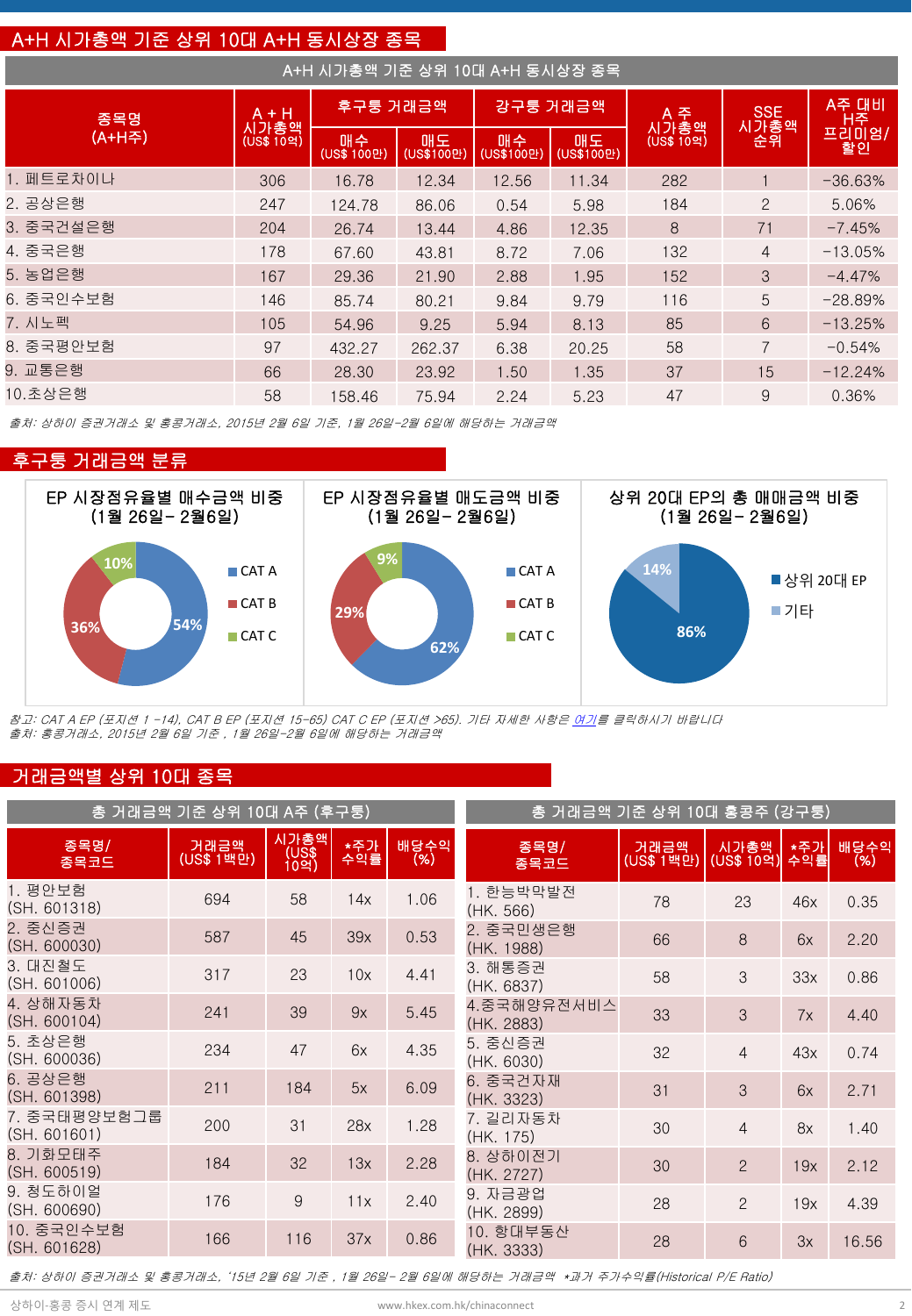## A+H 시가총액 기준 상위 10대 A+H 동시상장 종목

| 종목명 (A+H주) | A + H 시가총액 (US$ 10억) | 후구퉁 거래금액 | | 강구퉁 거래금액 | | A 주 시가총액 (US$ 10억) | SSE 시가총액 순위 | A주 대비 H주 프리미엄/할인 |
|---|---|---|---|---|---|---|---|---|
| | | 매수 (US$ 100만) | 매도 (US$100만) | 매수 (US$100만) | 매도 (US$100만) | | | |
| 1. 페트로차이나 | 306 | 16.78 | 12.34 | 12.56 | 11.34 | 282 | 1 | -36.63% |
| 2. 공상은행 | 247 | 124.78 | 86.06 | 0.54 | 5.98 | 184 | 2 | 5.06% |
| 3. 중국건설은행 | 204 | 26.74 | 13.44 | 4.86 | 12.35 | 8 | 71 | -7.45% |
| 4. 중국은행 | 178 | 67.60 | 43.81 | 8.72 | 7.06 | 132 | 4 | -13.05% |
| 5. 농업은행 | 167 | 29.36 | 21.90 | 2.88 | 1.95 | 152 | 3 | -4.47% |
| 6. 중국인수보험 | 146 | 85.74 | 80.21 | 9.84 | 9.79 | 116 | 5 | -28.89% |
| 7. 시노펙 | 105 | 54.96 | 9.25 | 5.94 | 8.13 | 85 | 6 | -13.25% |
| 8. 중국평안보험 | 97 | 432.27 | 262.37 | 6.38 | 20.25 | 58 | 7 | -0.54% |
| 9. 교통은행 | 66 | 28.30 | 23.92 | 1.50 | 1.35 | 37 | 15 | -12.24% |
| 10.초상은행 | 58 | 158.46 | 75.94 | 2.24 | 5.23 | 47 | 9 | 0.36% |

*출처: 상하이 증권거래소 및 홍콩거래소, 2015년 2월 6일 기준, 1월 26일-2월 6일에 해당하는 거래금액*

## 후구퉁 거래금액 분류

**EP 시장점유율별 매수금액 비중 (1월 26일- 2월6일)**

- CAT A: 54%
- CAT B: 36%
- CAT C: 10%

**EP 시장점유율별 매도금액 비중 (1월 26일- 2월6일)**

- CAT A: 62%
- CAT B: 29%
- CAT C: 9%

**상위 20대 EP의 총 매매금액 비중 (1월 26일- 2월6일)**

- 상위 20대 EP: 86%
- 기타: 14%

*참고: CAT A EP (포지션 1 -14), CAT B EP (포지션 15-65) CAT C EP (포지션 >65). 기타 자세한 사항은 여기를 클릭하시기 바랍니다*
*출처: 홍콩거래소, 2015년 2월 6일 기준 , 1월 26일-2월 6일에 해당하는 거래금액*

## 거래금액별 상위 10대 종목

### 총 거래금액 기준 상위 10대 A주 (후구퉁)

| 종목명/ 종목코드 | 거래금액 (US$ 1백만) | 시가총액 (US$ 10억) | *주가 수익률 | 배당수익 (%) |
|---|---|---|---|---|
| 1. 평안보험 (SH. 601318) | 694 | 58 | 14x | 1.06 |
| 2. 중신증권 (SH. 600030) | 587 | 45 | 39x | 0.53 |
| 3. 대진철도 (SH. 601006) | 317 | 23 | 10x | 4.41 |
| 4. 상해자동차 (SH. 600104) | 241 | 39 | 9x | 5.45 |
| 5. 초상은행 (SH. 600036) | 234 | 47 | 6x | 4.35 |
| 6. 공상은행 (SH. 601398) | 211 | 184 | 5x | 6.09 |
| 7. 중국태평양보험그룹 (SH. 601601) | 200 | 31 | 28x | 1.28 |
| 8. 기화모태주 (SH. 600519) | 184 | 32 | 13x | 2.28 |
| 9. 청도하이얼 (SH. 600690) | 176 | 9 | 11x | 2.40 |
| 10. 중국인수보험 (SH. 601628) | 166 | 116 | 37x | 0.86 |

### 총 거래금액 기준 상위 10대 홍콩주 (강구퉁)

| 종목명/ 종목코드 | 거래금액 (US$ 1백만) | 시가총액 (US$ 10억) | *주가 수익률 | 배당수익 (%) |
|---|---|---|---|---|
| 1. 한능박막발전 (HK. 566) | 78 | 23 | 46x | 0.35 |
| 2. 중국민생은행 (HK. 1988) | 66 | 8 | 6x | 2.20 |
| 3. 해통증권 (HK. 6837) | 58 | 3 | 33x | 0.86 |
| 4.중국해양유전서비스 (HK. 2883) | 33 | 3 | 7x | 4.40 |
| 5. 중신증권 (HK. 6030) | 32 | 4 | 43x | 0.74 |
| 6. 중국건자재 (HK. 3323) | 31 | 3 | 6x | 2.71 |
| 7. 길리자동차 (HK. 175) | 30 | 4 | 8x | 1.40 |
| 8. 상하이전기 (HK. 2727) | 30 | 2 | 19x | 2.12 |
| 9. 자금광업 (HK. 2899) | 28 | 2 | 19x | 4.39 |
| 10. 항대부동산 (HK. 3333) | 28 | 6 | 3x | 16.56 |

*출처: 상하이 증권거래소 및 홍콩거래소, '15년 2월 6일 기준 , 1월 26일- 2월 6일에 해당하는 거래금액 \*과거 주가수익률(Historical P/E Ratio)*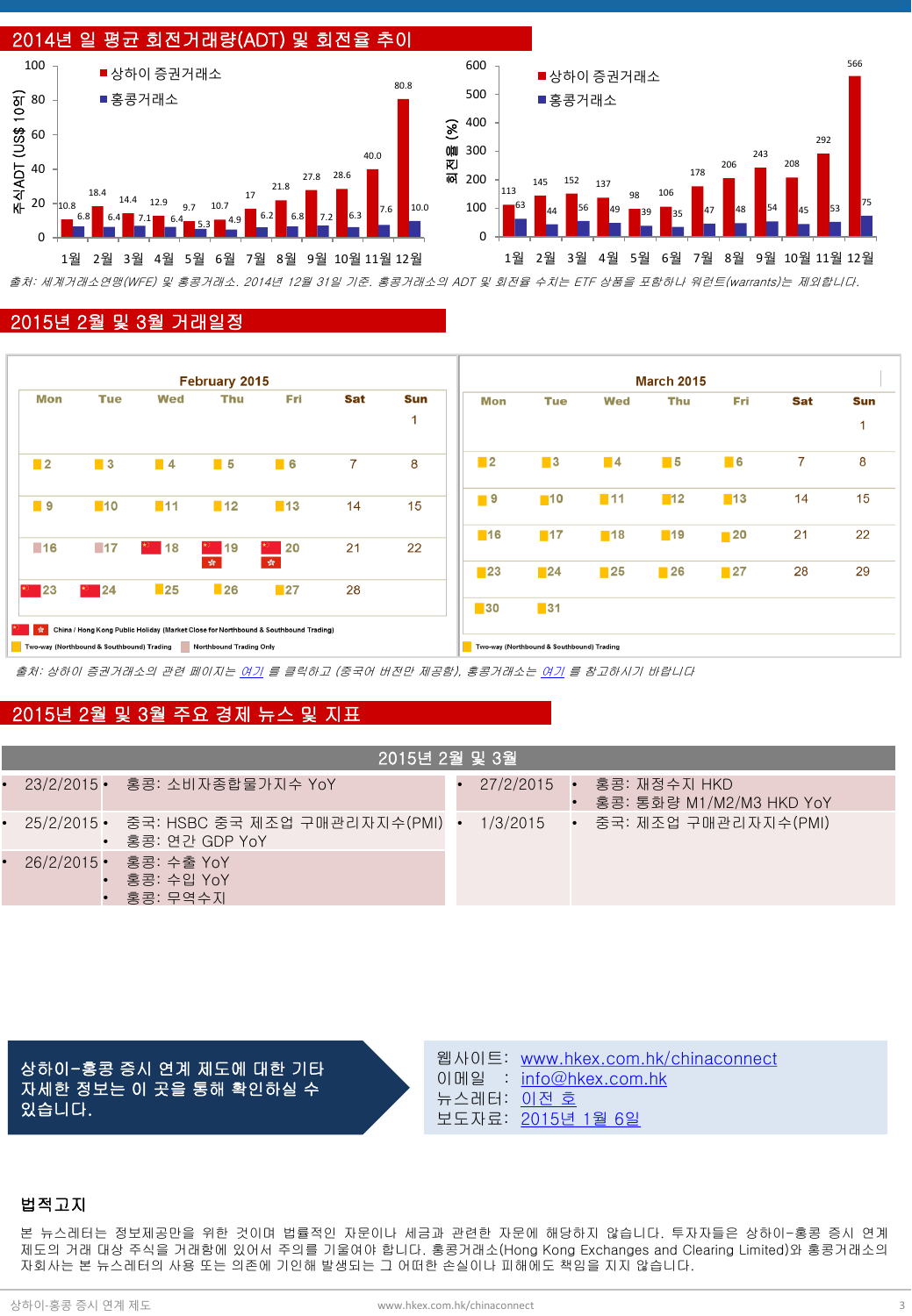## 2014년 일 평균 회전거래량(ADT) 및 회전율 추이

주식ADT (US$ 10억)

| 월 | 상하이 증권거래소 | 홍콩거래소 |
|---|---|---|
| 1월 | 10.8 | 6.8 |
| 2월 | 18.4 | 6.4 |
| 3월 | 14.4 | 7.1 |
| 4월 | 12.9 | 6.4 |
| 5월 | 9.7 | 5.3 |
| 6월 | 10.7 | 4.9 |
| 7월 | 17 | 6.2 |
| 8월 | 21.8 | 6.8 |
| 9월 | 27.8 | 7.2 |
| 10월 | 28.6 | 6.3 |
| 11월 | 40.0 | 7.6 |
| 12월 | 80.8 | 10.0 |

회전율 (%)

| 월 | 상하이 증권거래소 | 홍콩거래소 |
|---|---|---|
| 1월 | 113 | 63 |
| 2월 | 145 | 44 |
| 3월 | 152 | 56 |
| 4월 | 137 | 49 |
| 5월 | 98 | 39 |
| 6월 | 106 | 35 |
| 7월 | 178 | 47 |
| 8월 | 206 | 48 |
| 9월 | 243 | 54 |
| 10월 | 208 | 45 |
| 11월 | 292 | 53 |
| 12월 | 566 | 75 |

*출처: 세계거래소연맹(WFE) 및 홍콩거래소. 2014년 12월 31일 기준. 홍콩거래소의 ADT 및 회전율 수치는 ETF 상품을 포함하나 워런트(warrants)는 제외합니다.*

## 2015년 2월 및 3월 거래일정

**February 2015**

| Mon | Tue | Wed | Thu | Fri | Sat | Sun |
|---|---|---|---|---|---|---|
| | | | | | | 1 |
| 2 | 3 | 4 | 5 | 6 | 7 | 8 |
| 9 | 10 | 11 | 12 | 13 | 14 | 15 |
| 16 | 17 | 18 | 19 | 20 | 21 | 22 |
| 23 | 24 | 25 | 26 | 27 | 28 | |

China / Hong Kong Public Holiday (Market Close for Northbound & Southbound Trading)
Two-way (Northbound & Southbound) Trading
Northbound Trading Only

**March 2015**

| Mon | Tue | Wed | Thu | Fri | Sat | Sun |
|---|---|---|---|---|---|---|
| | | | | | | 1 |
| 2 | 3 | 4 | 5 | 6 | 7 | 8 |
| 9 | 10 | 11 | 12 | 13 | 14 | 15 |
| 16 | 17 | 18 | 19 | 20 | 21 | 22 |
| 23 | 24 | 25 | 26 | 27 | 28 | 29 |
| 30 | 31 | | | | | |

Two-way (Northbound & Southbound) Trading

*출처: 상하이 증권거래소의 관련 페이지는 여기 를 클릭하고 (중국어 버전만 제공함), 홍콩거래소는 여기 를 참고하시기 바랍니다*

## 2015년 2월 및 3월 주요 경제 뉴스 및 지표

**2015년 2월 및 3월**

| 날짜 | 지표 | 날짜 | 지표 |
|---|---|---|---|
| 23/2/2015 | 홍콩: 소비자종합물가지수 YoY | 27/2/2015 | 홍콩: 재정수지 HKD<br>홍콩: 통화량 M1/M2/M3 HKD YoY |
| 25/2/2015 | 중국: HSBC 중국 제조업 구매관리자지수(PMI)<br>홍콩: 연간 GDP YoY | 1/3/2015 | 중국: 제조업 구매관리자지수(PMI) |
| 26/2/2015 | 홍콩: 수출 YoY<br>홍콩: 수입 YoY<br>홍콩: 무역수지 | | |

**상하이-홍콩 증시 연계 제도에 대한 기타 자세한 정보는 이 곳을 통해 확인하실 수 있습니다.**

웹사이트: www.hkex.com.hk/chinaconnect
이메일 : info@hkex.com.hk
뉴스레터: 이전 호
보도자료: 2015년 1월 6일

### 법적고지

본 뉴스레터는 정보제공만을 위한 것이며 법률적인 자문이나 세금과 관련한 자문에 해당하지 않습니다. 투자자들은 상하이-홍콩 증시 연계 제도의 거래 대상 주식을 거래함에 있어서 주의를 기울여야 합니다. 홍콩거래소(Hong Kong Exchanges and Clearing Limited)와 홍콩거래소의 자회사는 본 뉴스레터의 사용 또는 의존에 기인해 발생되는 그 어떠한 손실이나 피해에도 책임을 지지 않습니다.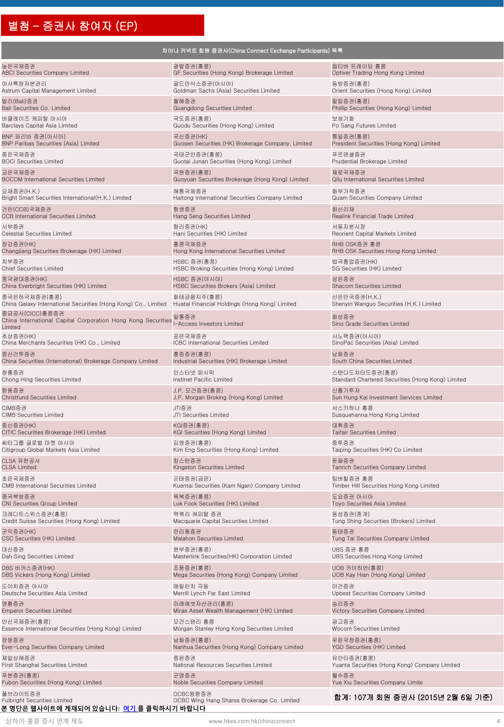## 별첨 – 증권사 참여자 (EP)

| 차이나 커넥트 회원 증권사(China Connect Exchange Participants) 목록 | | |
|---|---|---|
| 농은국제증권<br>ABCI Securities Company Limited | 광발증권(홍콩)<br>GF Securities (Hong Kong) Brokerage Limited | 옵티버 트레이딩 홍콩<br>Optiver Trading Hong Kong Limited |
| 아사특랑자본관리<br>Astrum Capital Management Limited | 골드만삭스증권(아시아)<br>Goldman Sachs (Asia) Securities Limited | 동방증권(홍콩)<br>Orient Securities (Hong Kong) Limited |
| 발리(Bali)증권<br>Bali Securities Co. Limited | 월해증권<br>Guangdong Securities Limited | 필립증권(홍콩)<br>Phillip Securities (Hong Kong) Limited |
| 바클레이즈 캐피탈 아시아<br>Barclays Capital Asia Limited | 국도증권(홍콩)<br>Guodu Securities (Hong Kong) Limited | 보생기화<br>Po Sang Futures Limited |
| BNP 파리바 증권(아시아)<br>BNP Paribas Securities (Asia) Limited | 국신증권(HK)<br>Guosen Securities (HK) Brokerage Company, Limited | 통일증권(홍콩)<br>President Securities (Hong Kong) Limited |
| 중은국제증권<br>BOCI Securities Limited | 국태군안증권(홍콩)<br>Guotai Junan Securities (Hong Kong) Limited | 푸르덴셜증권<br>Prudential Brokerage Limited |
| 교은국제증권<br>BOCOM International Securities Limited | 국원증권(홍콩)<br>Guoyuan Securities Brokerage (Hong Kong) Limited | 제로국제증권<br>Qilu International Securities Limited |
| 요재증권(H.K.)<br>Bright Smart Securities International(H.K.) Limited | 해통국제증권<br>Haitong International Securities Company Limited | 화부가락증권<br>Quam Securities Company Limited |
| 건은(CCB)국제증권<br>CCB International Securities Limited | 항생증권<br>Hang Seng Securities Limited | 회신리재<br>Realink Financial Trade Limited |
| 시부증권<br>Celestial Securities Limited | 항리증권(HK)<br>Hani Securities (HK) Limited | 서동자본시장<br>Reorient Capital Markets Limited |
| 장강증권(HK)<br>Changjiang Securities Brokerage (HK) Limited | 홍콩국제증권<br>Hong Kong International Securities Limited | RHB OSK증권 홍콩<br>RHB OSK Securities Hong Kong Limited |
| 치부증권<br>Chief Securities Limited | HSBC 증권(홍콩)<br>HSBC Broking Securities (Hong Kong) Limited | 법국흥업증권(HK)<br>SG Securities (HK) Limited |
| 중국광대증권(HK)<br>China Everbright Securities (HK) Limited | HSBC 증권(아시아)<br>HSBC Securities Brokers (Asia) Limited | 상은증권<br>Shacom Securities Limited |
| 중국은하국제증권(홍콩)<br>China Galaxy International Securities (Hong Kong) Co., Limited | 화태금융지주(홍콩)<br>Huatai Financial Holdings (Hong Kong) Limited | 신은만국증권(H.K.)<br>Shenyin Wanguo Securities (H.K.) Limited |
| 중금공사(CICC)홍콩증권<br>China International Capital Corporation Hong Kong Securities Limited | 일통증권<br>I-Access Investors Limited | 화성증권<br>Sino Grade Securities Limited |
| 초상증권(HK)<br>China Merchants Securities (HK) Co., Limited | 공은국제증권<br>ICBC International Securities Limited | 시노팩증권(아시아)<br>SinoPac Securities (Asia) Limited |
| 중신건투증권<br>China Securities (International) Brokerage Company Limited | 흥증증권(홍콩)<br>Industrial Securities (HK) Brokerage Limited | 남화증권<br>South China Securities Limited |
| 창흥증권<br>Chong Hing Securities Limited | 인스티넷 퍼시픽<br>Instinet Pacific Limited | 스탠다드차타드증권(홍콩)<br>Standard Chartered Securities (Hong Kong) Limited |
| 항풍증권<br>Christfund Securities Limited | J.P. 모건증권(홍콩)<br>J.P. Morgan Broking (Hong Kong) Limited | 신홍기투자<br>Sun Hung Kai Investment Services Limited |
| CIMB증권<br>CIMB Securities Limited | JTI증권<br>JTI Securities Limited | 서스키하나 홍콩<br>Susquehanna Hong Kong Limited |
| 중신증권(HK)<br>CITIC Securities Brokerage (HK) Limited | KGI증권(홍콩)<br>KGI Securities (Hong Kong) Limited | 대휘증권<br>Taifair Securities Limited |
| 씨티그룹 글로벌 마켓 아시아<br>Citigroup Global Markets Asia Limited | 김영증권(홍콩)<br>Kim Eng Securities (Hong Kong) Limited | 중투증권<br>Taiping Securities (HK) Co Limited |
| CLSA 유한공사<br>CLSA Limited | 킹스턴증권<br>Kingston Securities Limited | 돈패증권<br>Tanrich Securities Company Limited |
| 초은국제증권<br>CMB International Securities Limited | 곤태증권(금은)<br>Kuentai Securities (Kam Ngan) Company Limited | 팀버힐증권 홍콩<br>Timber Hill Securities Hong Kong Limited |
| 중국북방증권<br>CNI Securities Group Limited | 육복증권(홍콩)<br>Luk Fook Securities (HK) Limited | 도요증권 아시아<br>Toyo Securities Asia Limited |
| 크레디트스위스증권(홍콩)<br>Credit Suisse Securities (Hong Kong) Limited | 맥쿼리 캐피탈 증권<br>Macquarie Capital Securities Limited | 동성증권(중개)<br>Tung Shing Securities (Brokers) Limited |
| 군익증권(HK)<br>CSC Securities (HK) Limited | 만리풍증권<br>Malahon Securities Limited | 동태증권<br>Tung Tai Securities Company Limited |
| 대신증권<br>Dah Sing Securities Limited | 원부증권(홍콩)<br>Masterlink Securities(HK) Corporation Limited | UBS 증권 홍콩<br>UBS Securities Hong Kong Limited |
| DBS 비커스증권(HK)<br>DBS Vickers (Hong Kong) Limited | 조풍증권(홍콩)<br>Mega Securities (Hong Kong) Company Limited | UOB 카이히언(홍콩)<br>UOB Kay Hian (Hong Kong) Limited |
| 도이치증권 아시아<br>Deutsche Securities Asia Limited | 메릴린치 극동<br>Merrill Lynch Far East Limited | 미건증권<br>Upbest Securities Company Limited |
| 영황증권<br>Emperor Securities Limited | 미래에셋자산관리(홍콩)<br>Mirae Asset Wealth Management (HK) Limited | 승리증권<br>Victory Securities Company Limited |
| 안신국제증권(홍콩)<br>Essence International Securities (Hong Kong) Limited | 모건스탠리 홍콩<br>Morgan Stanley Hong Kong Securities Limited | 굉고증권<br>Wocom Securities Limited |
| 장웅증권<br>Ever-Long Securities Company Limited | 남화증권(홍콩)<br>Nanhua Securities (Hong Kong) Company Limited | 우윤국정증권(홍콩)<br>YGD Securities (HK) Limited |
| 제일상해증권<br>First Shanghai Securities Limited | 중윤증권<br>National Resources Securities Limited | 유안타증권(홍콩)<br>Yuanta Securities (Hong Kong) Company Limited |
| 푸본증권(홍콩)<br>Fubon Securities (Hong Kong) Limited | 군영증권<br>Noble Securities Company Limited | 월수증권<br>Yue Xiu Securities Company Limite |
| 풀브라이트증권<br>Fulbright Securities Limited | OCBC윙항증권<br>OCBC Wing Hang Shares Brokerage Co. Limited | **합계: 107개 회원 증권사 (2015년 2월 6일 기준)** |

**본 명단은 웹사이트에 게재되어 있습니다: 여기를 클릭하시기 바랍니다**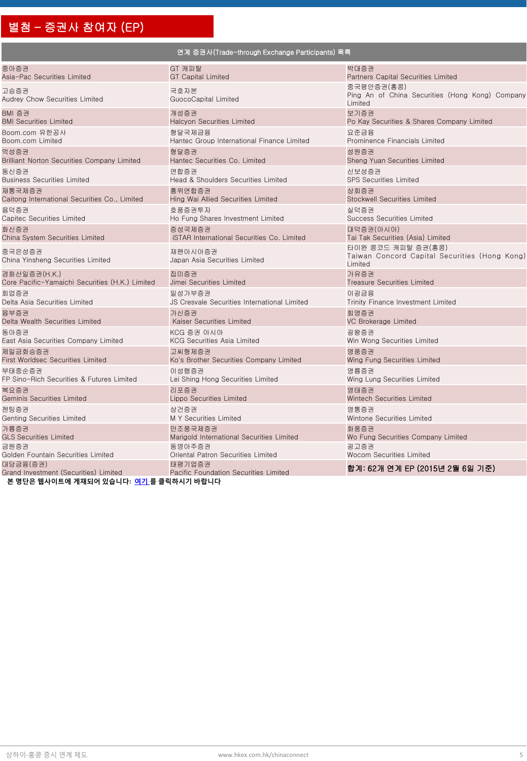# 별첨 – 증권사 참여자 (EP)

| 연계 증권사(Trade-through Exchange Participants) 목록 | | |
|---|---|---|
| 중아증권<br>Asia-Pac Securities Limited | GT 캐피탈<br>GT Capital Limited | 박대증권<br>Partners Capital Securities Limited |
| 고승증권<br>Audrey Chow Securities Limited | 국호자본<br>GuocoCapital Limited | 중국평안증권(홍콩)<br>Ping An of China Securities (Hong Kong) Company Limited |
| BMI 증권<br>BMI Securities Limited | 개성증권<br>Halcyon Securities Limited | 보기증권<br>Po Kay Securities & Shares Company Limited |
| Boom.com 유한공사<br>Boom.com Limited | 형달국제금융<br>Hantec Group International Finance Limited | 요준금융<br>Prominence Financials Limited |
| 억성증권<br>Brilliant Norton Securities Company Limited | 형달증권<br>Hantec Securities Co. Limited | 성원증권<br>Sheng Yuan Securities Limited |
| 동신증권<br>Business Securities Limited | 연합증권<br>Head & Shoulders Securities Limited | 신보성증권<br>SPS Securities Limited |
| 재통국제증권<br>Caitong International Securities Co., Limited | 흥위연합증권<br>Hing Wai Allied Securities Limited | 상회증권<br>Stockwell Securities Limited |
| 융덕증권<br>Capitec Securities Limited | 호풍증권투자<br>Ho Fung Shares Investment Limited | 실덕증권<br>Success Securities Limited |
| 화신증권<br>China System Securities Limited | 증성국제증권<br>iSTAR International Securities Co. Limited | 대덕증권(아시아)<br>Tai Tak Securities (Asia) Limited |
| 중국은성증권<br>China Yinsheng Securities Limited | 재팬아시아증권<br>Japan Asia Securities Limited | 타이완 콩코드 캐피탈 증권(홍콩)<br>Taiwan Concord Capital Securities (Hong Kong) Limited |
| 경화산일증권(H.K.)<br>Core Pacific-Yamaichi Securities (H.K.) Limited | 집미증권<br>Jimei Securities Limited | 가유증권<br>Treasure Securities Limited |
| 회업증권<br>Delta Asia Securities Limited | 일성가부증권<br>JS Cresvale Securities International Limited | 이굉금융<br>Trinity Finance Investment Limited |
| 융부증권<br>Delta Wealth Securities Limited | 가신증권<br>Kaiser Securities Limited | 회영증권<br>VC Brokerage Limited |
| 동아증권<br>East Asia Securities Company Limited | KCG 증권 아시아<br>KCG Securities Asia Limited | 굉왕증권<br>Win Wong Securities Limited |
| 제일금화승증권<br>First Worldsec Securities Limited | 고씨형제증권<br>Ko's Brother Securities Company Limited | 영풍증권<br>Wing Fung Securities Limited |
| 부태중순증권<br>FP Sino-Rich Securities & Futures Limited | 이성행증권<br>Lei Shing Hong Securities Limited | 영륭증권<br>Wing Lung Securities Limited |
| 복요증권<br>Geminis Securities Limited | 리포증권<br>Lippo Securities Limited | 영태증권<br>Wintech Securities Limited |
| 젠팅증권<br>Genting Securities Limited | 상건증권<br>M Y Securities Limited | 영통증권<br>Wintone Securities Limited |
| 가륭증권<br>GLS Securities Limited | 만조풍국제증권<br>Marigold International Securities Limited | 화풍증권<br>Wo Fung Securities Company Limited |
| 금원증권<br>Golden Fountain Securities Limited | 동영아주증권<br>Oriental Patron Securities Limited | 굉고증권<br>Wocom Securities Limited |
| 대당금융(증권)<br>Grand Investment (Securities) Limited | 태평기업증권<br>Pacific Foundation Securities Limited | **합계: 62개 연계 EP (2015년 2월 6일 기준)** |

**본 명단은 웹사이트에 게재되어 있습니다: 여기 를 클릭하시기 바랍니다**